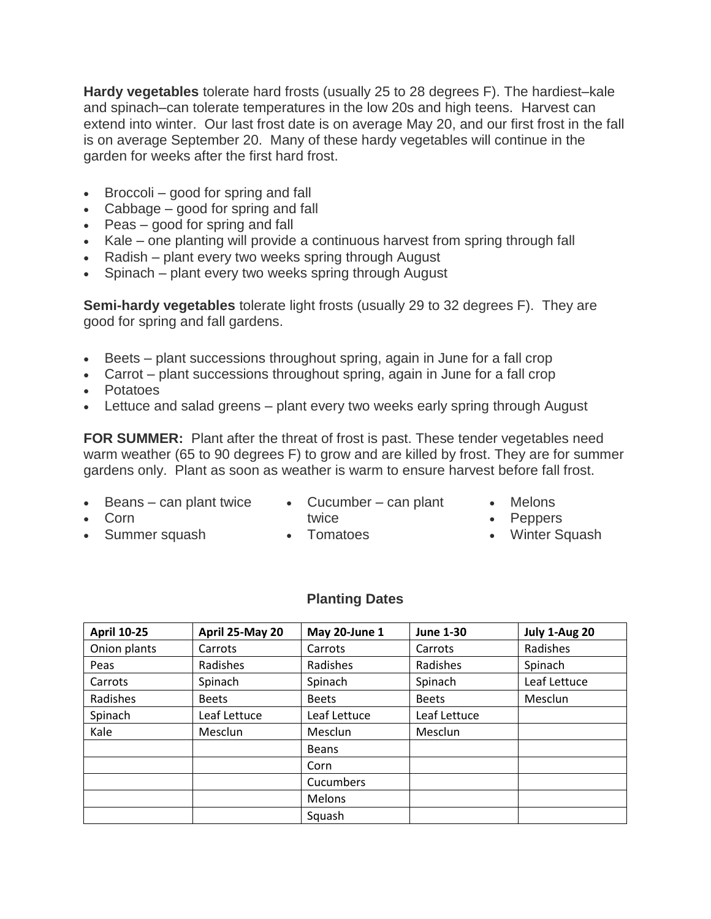**Hardy vegetables** tolerate hard frosts (usually 25 to 28 degrees F). The hardiest–kale and spinach–can tolerate temperatures in the low 20s and high teens. Harvest can extend into winter. Our last frost date is on average May 20, and our first frost in the fall is on average September 20. Many of these hardy vegetables will continue in the garden for weeks after the first hard frost.

- Broccoli – good for spring and fall
- Cabbage – good for spring and fall
- Peas – good for spring and fall
- Kale – one planting will provide a continuous harvest from spring through fall
- Radish – plant every two weeks spring through August
- Spinach – plant every two weeks spring through August

**Semi-hardy vegetables** tolerate light frosts (usually 29 to 32 degrees F). They are good for spring and fall gardens.

- Beets – plant successions throughout spring, again in June for a fall crop
- Carrot – plant successions throughout spring, again in June for a fall crop
- Potatoes
- Lettuce and salad greens – plant every two weeks early spring through August

**FOR SUMMER:** Plant after the threat of frost is past. These tender vegetables need warm weather (65 to 90 degrees F) to grow and are killed by frost. They are for summer gardens only. Plant as soon as weather is warm to ensure harvest before fall frost.

- Beans – can plant twice
- Corn
- Summer squash
- Cucumber – can plant twice
- Tomatoes
- Melons
- Peppers
- Winter Squash

### Planting Dates

| April 10-25 | April 25-May 20 | May 20-June 1 | June 1-30 | July 1-Aug 20 |
|---|---|---|---|---|
| Onion plants | Carrots | Carrots | Carrots | Radishes |
| Peas | Radishes | Radishes | Radishes | Spinach |
| Carrots | Spinach | Spinach | Spinach | Leaf Lettuce |
| Radishes | Beets | Beets | Beets | Mesclun |
| Spinach | Leaf Lettuce | Leaf Lettuce | Leaf Lettuce | |
| Kale | Mesclun | Mesclun | Mesclun | |
| | | Beans | | |
| | | Corn | | |
| | | Cucumbers | | |
| | | Melons | | |
| | | Squash | | |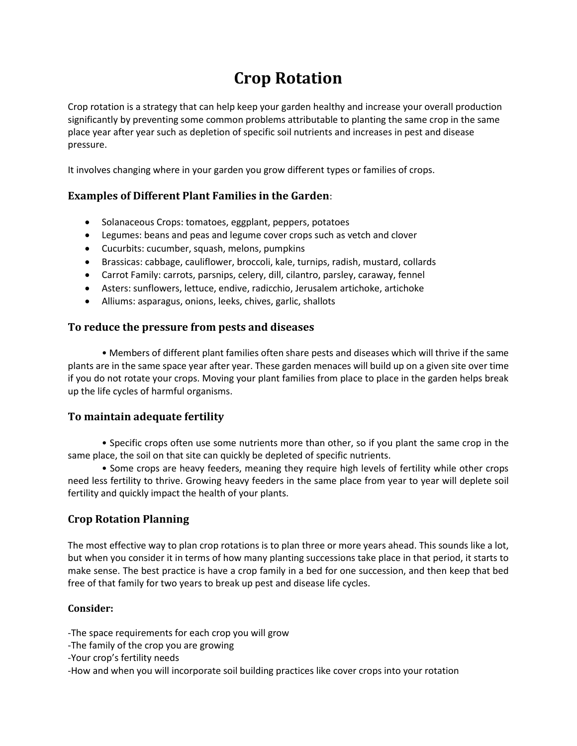# Crop Rotation

Crop rotation is a strategy that can help keep your garden healthy and increase your overall production significantly by preventing some common problems attributable to planting the same crop in the same place year after year such as depletion of specific soil nutrients and increases in pest and disease pressure.

It involves changing where in your garden you grow different types or families of crops.

### **Examples of Different Plant Families in the Garden**:

- Solanaceous Crops: tomatoes, eggplant, peppers, potatoes
- Legumes: beans and peas and legume cover crops such as vetch and clover
- Cucurbits: cucumber, squash, melons, pumpkins
- Brassicas: cabbage, cauliflower, broccoli, kale, turnips, radish, mustard, collards
- Carrot Family: carrots, parsnips, celery, dill, cilantro, parsley, caraway, fennel
- Asters: sunflowers, lettuce, endive, radicchio, Jerusalem artichoke, artichoke
- Alliums: asparagus, onions, leeks, chives, garlic, shallots

### To reduce the pressure from pests and diseases

• Members of different plant families often share pests and diseases which will thrive if the same plants are in the same space year after year. These garden menaces will build up on a given site over time if you do not rotate your crops. Moving your plant families from place to place in the garden helps break up the life cycles of harmful organisms.

### To maintain adequate fertility

• Specific crops often use some nutrients more than other, so if you plant the same crop in the same place, the soil on that site can quickly be depleted of specific nutrients.

• Some crops are heavy feeders, meaning they require high levels of fertility while other crops need less fertility to thrive. Growing heavy feeders in the same place from year to year will deplete soil fertility and quickly impact the health of your plants.

### Crop Rotation Planning

The most effective way to plan crop rotations is to plan three or more years ahead. This sounds like a lot, but when you consider it in terms of how many planting successions take place in that period, it starts to make sense. The best practice is have a crop family in a bed for one succession, and then keep that bed free of that family for two years to break up pest and disease life cycles.

**Consider:**

-The space requirements for each crop you will grow
-The family of the crop you are growing
-Your crop's fertility needs
-How and when you will incorporate soil building practices like cover crops into your rotation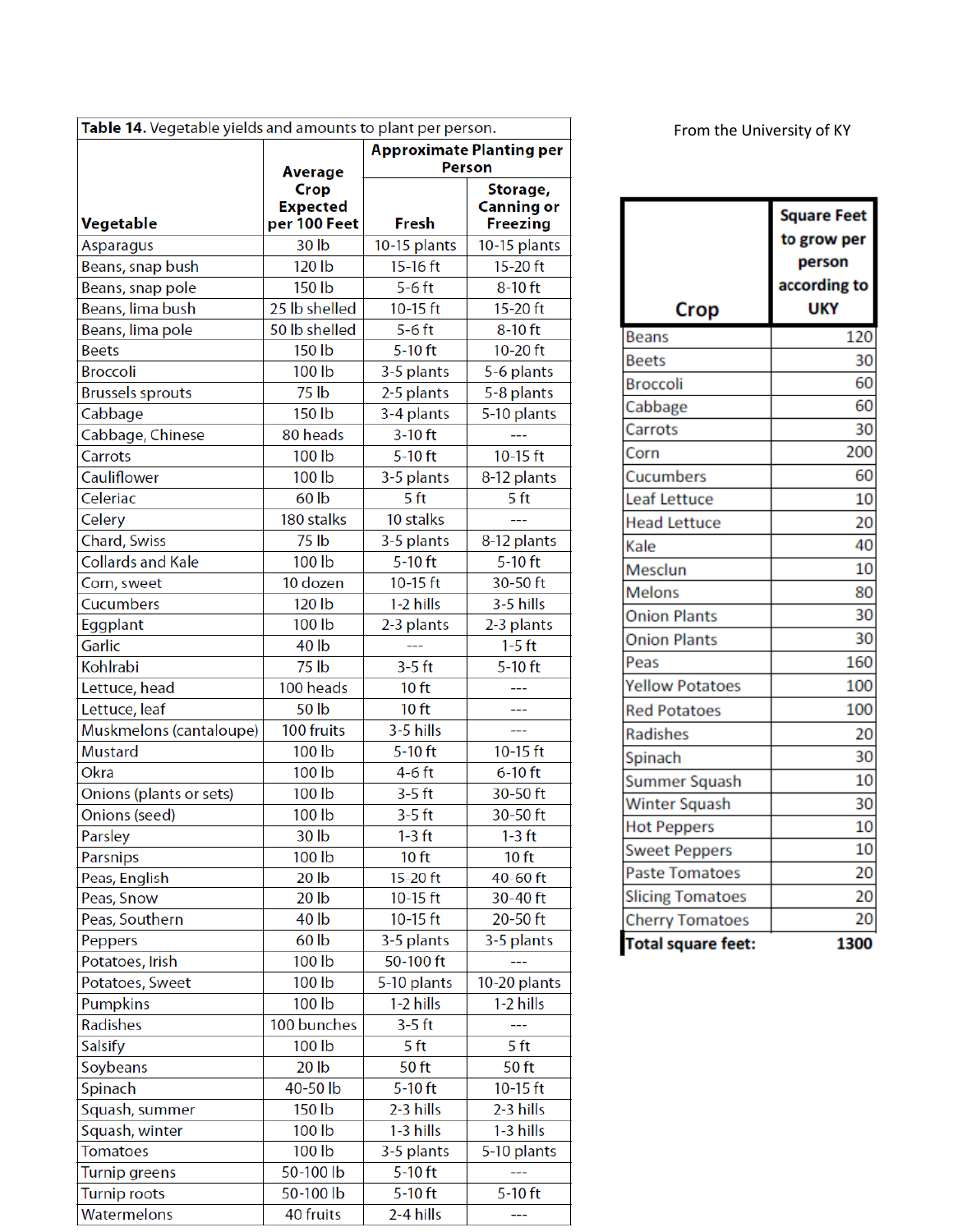**Table 14.** Vegetable yields and amounts to plant per person.

| Vegetable | Average Crop Expected per 100 Feet | Approximate Planting per Person | |
|---|---|---|---|
| | | Fresh | Storage, Canning or Freezing |
| Asparagus | 30 lb | 10-15 plants | 10-15 plants |
| Beans, snap bush | 120 lb | 15-16 ft | 15-20 ft |
| Beans, snap pole | 150 lb | 5-6 ft | 8-10 ft |
| Beans, lima bush | 25 lb shelled | 10-15 ft | 15-20 ft |
| Beans, lima pole | 50 lb shelled | 5-6 ft | 8-10 ft |
| Beets | 150 lb | 5-10 ft | 10-20 ft |
| Broccoli | 100 lb | 3-5 plants | 5-6 plants |
| Brussels sprouts | 75 lb | 2-5 plants | 5-8 plants |
| Cabbage | 150 lb | 3-4 plants | 5-10 plants |
| Cabbage, Chinese | 80 heads | 3-10 ft | --- |
| Carrots | 100 lb | 5-10 ft | 10-15 ft |
| Cauliflower | 100 lb | 3-5 plants | 8-12 plants |
| Celeriac | 60 lb | 5 ft | 5 ft |
| Celery | 180 stalks | 10 stalks | --- |
| Chard, Swiss | 75 lb | 3-5 plants | 8-12 plants |
| Collards and Kale | 100 lb | 5-10 ft | 5-10 ft |
| Corn, sweet | 10 dozen | 10-15 ft | 30-50 ft |
| Cucumbers | 120 lb | 1-2 hills | 3-5 hills |
| Eggplant | 100 lb | 2-3 plants | 2-3 plants |
| Garlic | 40 lb | --- | 1-5 ft |
| Kohlrabi | 75 lb | 3-5 ft | 5-10 ft |
| Lettuce, head | 100 heads | 10 ft | --- |
| Lettuce, leaf | 50 lb | 10 ft | --- |
| Muskmelons (cantaloupe) | 100 fruits | 3-5 hills | --- |
| Mustard | 100 lb | 5-10 ft | 10-15 ft |
| Okra | 100 lb | 4-6 ft | 6-10 ft |
| Onions (plants or sets) | 100 lb | 3-5 ft | 30-50 ft |
| Onions (seed) | 100 lb | 3-5 ft | 30-50 ft |
| Parsley | 30 lb | 1-3 ft | 1-3 ft |
| Parsnips | 100 lb | 10 ft | 10 ft |
| Peas, English | 20 lb | 15-20 ft | 40-60 ft |
| Peas, Snow | 20 lb | 10-15 ft | 30-40 ft |
| Peas, Southern | 40 lb | 10-15 ft | 20-50 ft |
| Peppers | 60 lb | 3-5 plants | 3-5 plants |
| Potatoes, Irish | 100 lb | 50-100 ft | --- |
| Potatoes, Sweet | 100 lb | 5-10 plants | 10-20 plants |
| Pumpkins | 100 lb | 1-2 hills | 1-2 hills |
| Radishes | 100 bunches | 3-5 ft | --- |
| Salsify | 100 lb | 5 ft | 5 ft |
| Soybeans | 20 lb | 50 ft | 50 ft |
| Spinach | 40-50 lb | 5-10 ft | 10-15 ft |
| Squash, summer | 150 lb | 2-3 hills | 2-3 hills |
| Squash, winter | 100 lb | 1-3 hills | 1-3 hills |
| Tomatoes | 100 lb | 3-5 plants | 5-10 plants |
| Turnip greens | 50-100 lb | 5-10 ft | --- |
| Turnip roots | 50-100 lb | 5-10 ft | 5-10 ft |
| Watermelons | 40 fruits | 2-4 hills | --- |

From the University of KY

| Crop | Square Feet to grow per person according to UKY |
|---|---|
| Beans | 120 |
| Beets | 30 |
| Broccoli | 60 |
| Cabbage | 60 |
| Carrots | 30 |
| Corn | 200 |
| Cucumbers | 60 |
| Leaf Lettuce | 10 |
| Head Lettuce | 20 |
| Kale | 40 |
| Mesclun | 10 |
| Melons | 80 |
| Onion Plants | 30 |
| Onion Plants | 30 |
| Peas | 160 |
| Yellow Potatoes | 100 |
| Red Potatoes | 100 |
| Radishes | 20 |
| Spinach | 30 |
| Summer Squash | 10 |
| Winter Squash | 30 |
| Hot Peppers | 10 |
| Sweet Peppers | 10 |
| Paste Tomatoes | 20 |
| Slicing Tomatoes | 20 |
| Cherry Tomatoes | 20 |
| **Total square feet:** | **1300** |